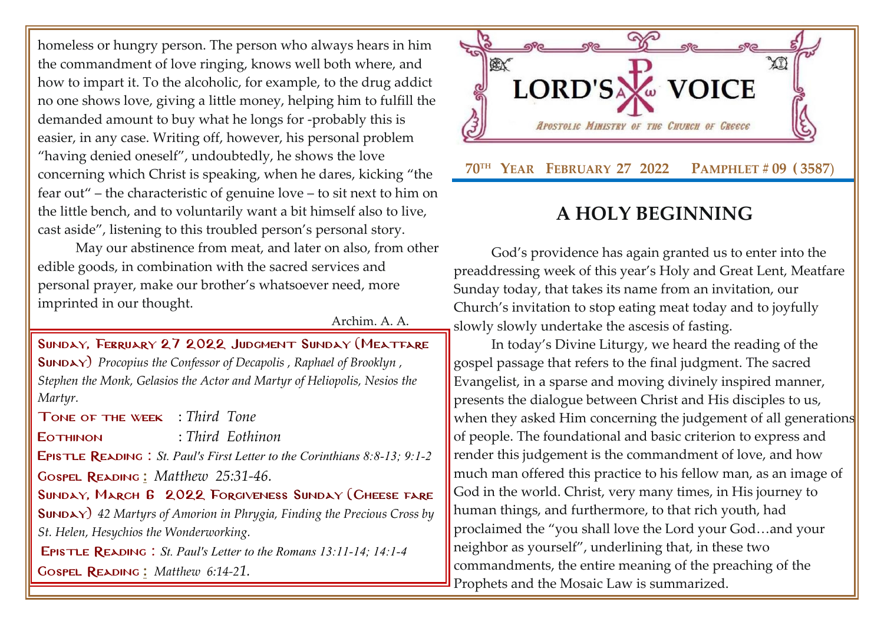homeless or hungry person. The person who always hears in him the commandment of love ringing, knows well both where, and how to impart it. To the alcoholic, for example, to the drug addict no one shows love, giving a little money, helping him to fulfill the demanded amount to buy what he longs for -probably this is easier, in any case. Writing off, however, his personal problem "having denied oneself", undoubtedly, he shows the love concerning which Christ is speaking, when he dares, kicking "the fear out" – the characteristic of genuine love – to sit next to him on the little bench, and to voluntarily want a bit himself also to live, cast aside", listening to this troubled person's personal story.

May our abstinence from meat, and later on also, from other edible goods, in combination with the sacred services and personal prayer, make our brother's whatsoever need, more imprinted in our thought.

Archim. A. A.

**Sunday, February 27 2022 Judgment Sunday (Meatfare Sunday)** *Procopius the Confessor of Decapolis , Raphael of Brooklyn , Stephen the Monk, Gelasios the Actor and Martyr of Heliopolis, Nesios the Martyr.*

**Tone of the week** : *Third Tone*

**Eothinon** : *Third Eothinon*

**Epistle Reading :** *St. Paul's First Letter to the Corinthians 8:8-13; 9:1-2*

**Gospel Reading :** *Matthew 25:31-46.*

**Sunday, March 6 2022 Forgiveness Sunday (Cheese fare Sunday)** *42 Martyrs of Amorion in Phrygia, Finding the Precious Cross by St. Helen, Hesychios the Wonderworking.*

**Epistle Reading :** *St. Paul's Letter to the Romans 13:11-14; 14:1-4*

**Gospel Reading :** *Matthew 6:14-21.*

# LORD'S VOICE

*Apostolic Ministry of the Church of Greece*

**70TH Year February 27 2022 Pamphlet # 09 (3587)**

## A HOLY BEGINNING

God's providence has again granted us to enter into the preaddressing week of this year's Holy and Great Lent, Meatfare Sunday today, that takes its name from an invitation, our Church's invitation to stop eating meat today and to joyfully slowly slowly undertake the ascesis of fasting.

In today's Divine Liturgy, we heard the reading of the gospel passage that refers to the final judgment. The sacred Evangelist, in a sparse and moving divinely inspired manner, presents the dialogue between Christ and His disciples to us, when they asked Him concerning the judgement of all generations of people. The foundational and basic criterion to express and render this judgement is the commandment of love, and how much man offered this practice to his fellow man, as an image of God in the world. Christ, very many times, in His journey to human things, and furthermore, to that rich youth, had proclaimed the "you shall love the Lord your God…and your neighbor as yourself", underlining that, in these two commandments, the entire meaning of the preaching of the Prophets and the Mosaic Law is summarized.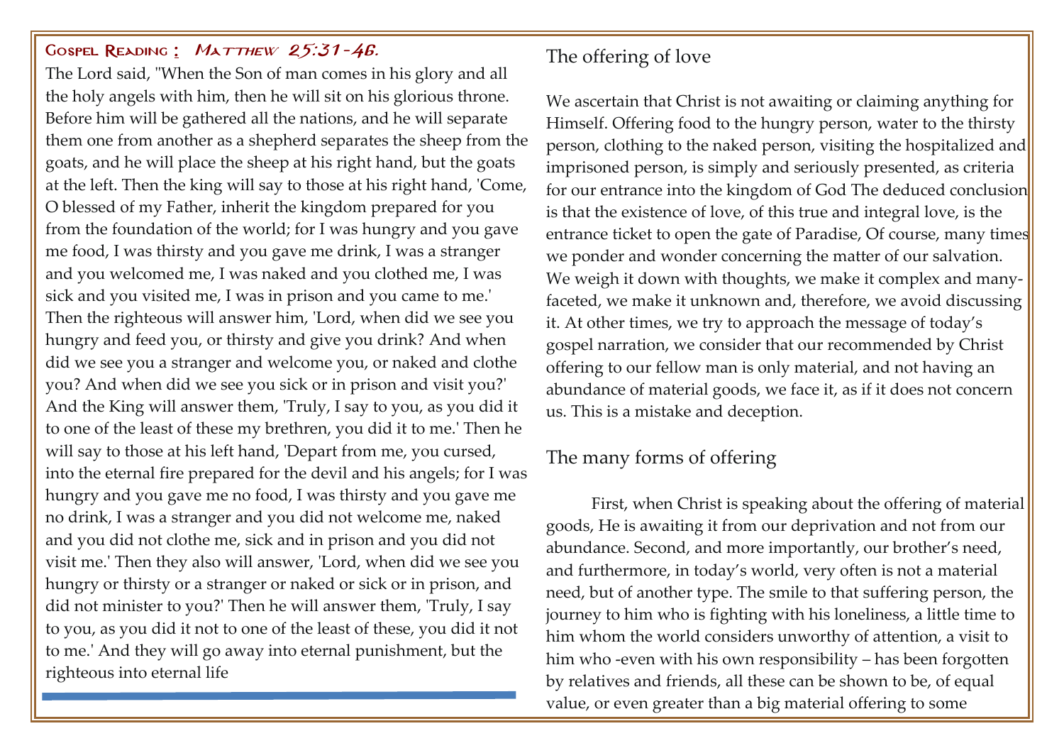## Gospel Reading : *Matthew 25:31-46.*

The Lord said, "When the Son of man comes in his glory and all the holy angels with him, then he will sit on his glorious throne. Before him will be gathered all the nations, and he will separate them one from another as a shepherd separates the sheep from the goats, and he will place the sheep at his right hand, but the goats at the left. Then the king will say to those at his right hand, 'Come, O blessed of my Father, inherit the kingdom prepared for you from the foundation of the world; for I was hungry and you gave me food, I was thirsty and you gave me drink, I was a stranger and you welcomed me, I was naked and you clothed me, I was sick and you visited me, I was in prison and you came to me.' Then the righteous will answer him, 'Lord, when did we see you hungry and feed you, or thirsty and give you drink? And when did we see you a stranger and welcome you, or naked and clothe you? And when did we see you sick or in prison and visit you?' And the King will answer them, 'Truly, I say to you, as you did it to one of the least of these my brethren, you did it to me.' Then he will say to those at his left hand, 'Depart from me, you cursed, into the eternal fire prepared for the devil and his angels; for I was hungry and you gave me no food, I was thirsty and you gave me no drink, I was a stranger and you did not welcome me, naked and you did not clothe me, sick and in prison and you did not visit me.' Then they also will answer, 'Lord, when did we see you hungry or thirsty or a stranger or naked or sick or in prison, and did not minister to you?' Then he will answer them, 'Truly, I say to you, as you did it not to one of the least of these, you did it not to me.' And they will go away into eternal punishment, but the righteous into eternal life

## The offering of love

We ascertain that Christ is not awaiting or claiming anything for Himself. Offering food to the hungry person, water to the thirsty person, clothing to the naked person, visiting the hospitalized and imprisoned person, is simply and seriously presented, as criteria for our entrance into the kingdom of God The deduced conclusion is that the existence of love, of this true and integral love, is the entrance ticket to open the gate of Paradise, Of course, many times we ponder and wonder concerning the matter of our salvation. We weigh it down with thoughts, we make it complex and many-faceted, we make it unknown and, therefore, we avoid discussing it. At other times, we try to approach the message of today's gospel narration, we consider that our recommended by Christ offering to our fellow man is only material, and not having an abundance of material goods, we face it, as if it does not concern us. This is a mistake and deception.

## The many forms of offering

First, when Christ is speaking about the offering of material goods, He is awaiting it from our deprivation and not from our abundance. Second, and more importantly, our brother's need, and furthermore, in today's world, very often is not a material need, but of another type. The smile to that suffering person, the journey to him who is fighting with his loneliness, a little time to him whom the world considers unworthy of attention, a visit to him who -even with his own responsibility – has been forgotten by relatives and friends, all these can be shown to be, of equal value, or even greater than a big material offering to some